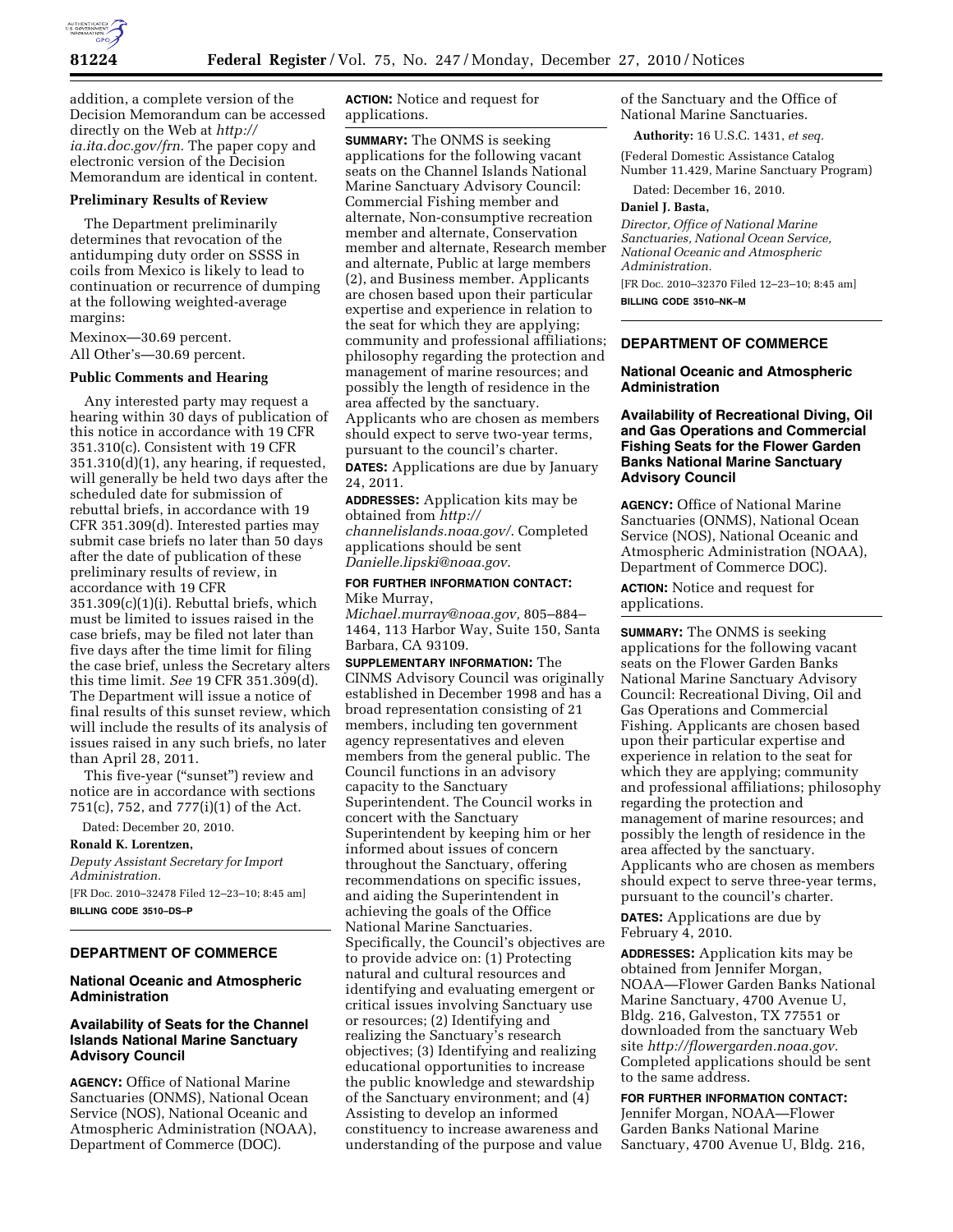addition, a complete version of the Decision Memorandum can be accessed directly on the Web at *http://ia.ita.doc.gov/frn.* The paper copy and electronic version of the Decision Memorandum are identical in content.

**Preliminary Results of Review**

The Department preliminarily determines that revocation of the antidumping duty order on SSSS in coils from Mexico is likely to lead to continuation or recurrence of dumping at the following weighted-average margins:

Mexinox—30.69 percent.
All Other's—30.69 percent.

**Public Comments and Hearing**

Any interested party may request a hearing within 30 days of publication of this notice in accordance with 19 CFR 351.310(c). Consistent with 19 CFR 351.310(d)(1), any hearing, if requested, will generally be held two days after the scheduled date for submission of rebuttal briefs, in accordance with 19 CFR 351.309(d). Interested parties may submit case briefs no later than 50 days after the date of publication of these preliminary results of review, in accordance with 19 CFR 351.309(c)(1)(i). Rebuttal briefs, which must be limited to issues raised in the case briefs, may be filed not later than five days after the time limit for filing the case brief, unless the Secretary alters this time limit. *See* 19 CFR 351.309(d). The Department will issue a notice of final results of this sunset review, which will include the results of its analysis of issues raised in any such briefs, no later than April 28, 2011.

This five-year ("sunset") review and notice are in accordance with sections 751(c), 752, and 777(i)(1) of the Act.

Dated: December 20, 2010.

**Ronald K. Lorentzen,**

*Deputy Assistant Secretary for Import Administration.*

[FR Doc. 2010–32478 Filed 12–23–10; 8:45 am]

**BILLING CODE 3510–DS–P**

## DEPARTMENT OF COMMERCE

### National Oceanic and Atmospheric Administration

### Availability of Seats for the Channel Islands National Marine Sanctuary Advisory Council

**AGENCY:** Office of National Marine Sanctuaries (ONMS), National Ocean Service (NOS), National Oceanic and Atmospheric Administration (NOAA), Department of Commerce (DOC).

**ACTION:** Notice and request for applications.

**SUMMARY:** The ONMS is seeking applications for the following vacant seats on the Channel Islands National Marine Sanctuary Advisory Council: Commercial Fishing member and alternate, Non-consumptive recreation member and alternate, Conservation member and alternate, Research member and alternate, Public at large members (2), and Business member. Applicants are chosen based upon their particular expertise and experience in relation to the seat for which they are applying; community and professional affiliations; philosophy regarding the protection and management of marine resources; and possibly the length of residence in the area affected by the sanctuary. Applicants who are chosen as members should expect to serve two-year terms, pursuant to the council's charter.

**DATES:** Applications are due by January 24, 2011.

**ADDRESSES:** Application kits may be obtained from *http://channelislands.noaa.gov/*. Completed applications should be sent *Danielle.lipski@noaa.gov*.

**FOR FURTHER INFORMATION CONTACT:** Mike Murray, *Michael.murray@noaa.gov,* 805–884–1464, 113 Harbor Way, Suite 150, Santa Barbara, CA 93109.

**SUPPLEMENTARY INFORMATION:** The CINMS Advisory Council was originally established in December 1998 and has a broad representation consisting of 21 members, including ten government agency representatives and eleven members from the general public. The Council functions in an advisory capacity to the Sanctuary Superintendent. The Council works in concert with the Sanctuary Superintendent by keeping him or her informed about issues of concern throughout the Sanctuary, offering recommendations on specific issues, and aiding the Superintendent in achieving the goals of the Office National Marine Sanctuaries. Specifically, the Council's objectives are to provide advice on: (1) Protecting natural and cultural resources and identifying and evaluating emergent or critical issues involving Sanctuary use or resources; (2) Identifying and realizing the Sanctuary's research objectives; (3) Identifying and realizing educational opportunities to increase the public knowledge and stewardship of the Sanctuary environment; and (4) Assisting to develop an informed constituency to increase awareness and understanding of the purpose and value of the Sanctuary and the Office of National Marine Sanctuaries.

**Authority:** 16 U.S.C. 1431, *et seq.*

(Federal Domestic Assistance Catalog Number 11.429, Marine Sanctuary Program)

Dated: December 16, 2010.

**Daniel J. Basta,**

*Director, Office of National Marine Sanctuaries, National Ocean Service, National Oceanic and Atmospheric Administration.*

[FR Doc. 2010–32370 Filed 12–23–10; 8:45 am]

**BILLING CODE 3510–NK–M**

## DEPARTMENT OF COMMERCE

### National Oceanic and Atmospheric Administration

### Availability of Recreational Diving, Oil and Gas Operations and Commercial Fishing Seats for the Flower Garden Banks National Marine Sanctuary Advisory Council

**AGENCY:** Office of National Marine Sanctuaries (ONMS), National Ocean Service (NOS), National Oceanic and Atmospheric Administration (NOAA), Department of Commerce DOC).

**ACTION:** Notice and request for applications.

**SUMMARY:** The ONMS is seeking applications for the following vacant seats on the Flower Garden Banks National Marine Sanctuary Advisory Council: Recreational Diving, Oil and Gas Operations and Commercial Fishing. Applicants are chosen based upon their particular expertise and experience in relation to the seat for which they are applying; community and professional affiliations; philosophy regarding the protection and management of marine resources; and possibly the length of residence in the area affected by the sanctuary. Applicants who are chosen as members should expect to serve three-year terms, pursuant to the council's charter.

**DATES:** Applications are due by February 4, 2010.

**ADDRESSES:** Application kits may be obtained from Jennifer Morgan, NOAA—Flower Garden Banks National Marine Sanctuary, 4700 Avenue U, Bldg. 216, Galveston, TX 77551 or downloaded from the sanctuary Web site *http://flowergarden.noaa.gov*. Completed applications should be sent to the same address.

**FOR FURTHER INFORMATION CONTACT:** Jennifer Morgan, NOAA—Flower Garden Banks National Marine Sanctuary, 4700 Avenue U, Bldg. 216,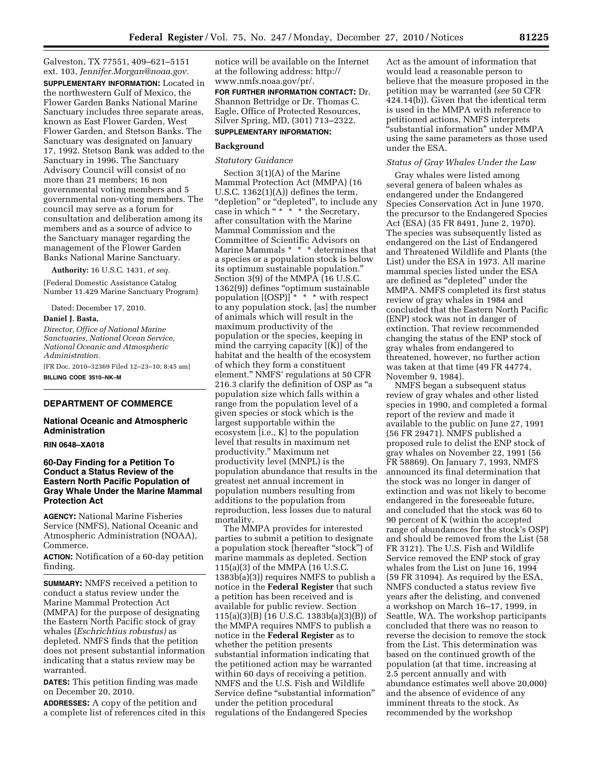Galveston, TX 77551, 409–621–5151 ext. 103, *Jennifer.Morgan@noaa.gov.*

**SUPPLEMENTARY INFORMATION:** Located in the northwestern Gulf of Mexico, the Flower Garden Banks National Marine Sanctuary includes three separate areas, known as East Flower Garden, West Flower Garden, and Stetson Banks. The Sanctuary was designated on January 17, 1992. Stetson Bank was added to the Sanctuary in 1996. The Sanctuary Advisory Council will consist of no more than 21 members; 16 non governmental voting members and 5 governmental non-voting members. The council may serve as a forum for consultation and deliberation among its members and as a source of advice to the Sanctuary manager regarding the management of the Flower Garden Banks National Marine Sanctuary.

**Authority:** 16 U.S.C. 1431, *et seq.*

(Federal Domestic Assistance Catalog Number 11.429 Marine Sanctuary Program)

Dated: December 17, 2010.

**Daniel J. Basta,**

*Director, Office of National Marine Sanctuaries, National Ocean Service, National Oceanic and Atmospheric Administration.*

[FR Doc. 2010–32369 Filed 12–23–10; 8:45 am]

**BILLING CODE 3510–NK–M**

## DEPARTMENT OF COMMERCE

### National Oceanic and Atmospheric Administration

**RIN 0648–XA018**

### 60-Day Finding for a Petition To Conduct a Status Review of the Eastern North Pacific Population of Gray Whale Under the Marine Mammal Protection Act

**AGENCY:** National Marine Fisheries Service (NMFS), National Oceanic and Atmospheric Administration (NOAA), Commerce.

**ACTION:** Notification of a 60-day petition finding.

**SUMMARY:** NMFS received a petition to conduct a status review under the Marine Mammal Protection Act (MMPA) for the purpose of designating the Eastern North Pacific stock of gray whales (*Eschrichtius robustus)* as depleted. NMFS finds that the petition does not present substantial information indicating that a status review may be warranted.

**DATES:** This petition finding was made on December 20, 2010.

**ADDRESSES:** A copy of the petition and a complete list of references cited in this notice will be available on the Internet at the following address: http://www.nmfs.noaa.gov/pr/.

**FOR FURTHER INFORMATION CONTACT:** Dr. Shannon Bettridge or Dr. Thomas C. Eagle, Office of Protected Resources, Silver Spring, MD, (301) 713–2322.

**SUPPLEMENTARY INFORMATION:**

#### Background

*Statutory Guidance*

Section 3(1)(A) of the Marine Mammal Protection Act (MMPA) (16 U.S.C. 1362(1)(A)) defines the term, "depletion" or "depleted", to include any case in which " * * * the Secretary, after consultation with the Marine Mammal Commission and the Committee of Scientific Advisors on Marine Mammals * * * determines that a species or a population stock is below its optimum sustainable population." Section 3(9) of the MMPA (16 U.S.C. 1362(9)) defines "optimum sustainable population [(OSP)] * * * with respect to any population stock, [as] the number of animals which will result in the maximum productivity of the population or the species, keeping in mind the carrying capacity [(K)] of the habitat and the health of the ecosystem of which they form a constituent element." NMFS' regulations at 50 CFR 216.3 clarify the definition of OSP as "a population size which falls within a range from the population level of a given species or stock which is the largest supportable within the ecosystem [i.e., K] to the population level that results in maximum net productivity." Maximum net productivity level (MNPL) is the population abundance that results in the greatest net annual increment in population numbers resulting from additions to the population from reproduction, less losses due to natural mortality.

The MMPA provides for interested parties to submit a petition to designate a population stock (hereafter "stock") of marine mammals as depleted. Section 115(a)(3) of the MMPA (16 U.S.C. 1383b(a)(3)) requires NMFS to publish a notice in the **Federal Register** that such a petition has been received and is available for public review. Section 115(a)(3)(B) (16 U.S.C. 1383b(a)(3)(B)) of the MMPA requires NMFS to publish a notice in the **Federal Register** as to whether the petition presents substantial information indicating that the petitioned action may be warranted within 60 days of receiving a petition. NMFS and the U.S. Fish and Wildlife Service define "substantial information" under the petition procedural regulations of the Endangered Species Act as the amount of information that would lead a reasonable person to believe that the measure proposed in the petition may be warranted (*see* 50 CFR 424.14(b)). Given that the identical term is used in the MMPA with reference to petitioned actions, NMFS interprets "substantial information" under MMPA using the same parameters as those used under the ESA.

*Status of Gray Whales Under the Law*

Gray whales were listed among several genera of baleen whales as endangered under the Endangered Species Conservation Act in June 1970, the precursor to the Endangered Species Act (ESA) (35 FR 8491, June 2, 1970). The species was subsequently listed as endangered on the List of Endangered and Threatened Wildlife and Plants (the List) under the ESA in 1973. All marine mammal species listed under the ESA are defined as "depleted" under the MMPA. NMFS completed its first status review of gray whales in 1984 and concluded that the Eastern North Pacific (ENP) stock was not in danger of extinction. That review recommended changing the status of the ENP stock of gray whales from endangered to threatened, however, no further action was taken at that time (49 FR 44774, November 9, 1984).

NMFS began a subsequent status review of gray whales and other listed species in 1990, and completed a formal report of the review and made it available to the public on June 27, 1991 (56 FR 29471). NMFS published a proposed rule to delist the ENP stock of gray whales on November 22, 1991 (56 FR 58869). On January 7, 1993, NMFS announced its final determination that the stock was no longer in danger of extinction and was not likely to become endangered in the foreseeable future, and concluded that the stock was 60 to 90 percent of K (within the accepted range of abundances for the stock's OSP) and should be removed from the List (58 FR 3121). The U.S. Fish and Wildlife Service removed the ENP stock of gray whales from the List on June 16, 1994 (59 FR 31094). As required by the ESA, NMFS conducted a status review five years after the delisting, and convened a workshop on March 16–17, 1999, in Seattle, WA. The workshop participants concluded that there was no reason to reverse the decision to remove the stock from the List. This determination was based on the continued growth of the population (at that time, increasing at 2.5 percent annually and with abundance estimates well above 20,000) and the absence of evidence of any imminent threats to the stock. As recommended by the workshop